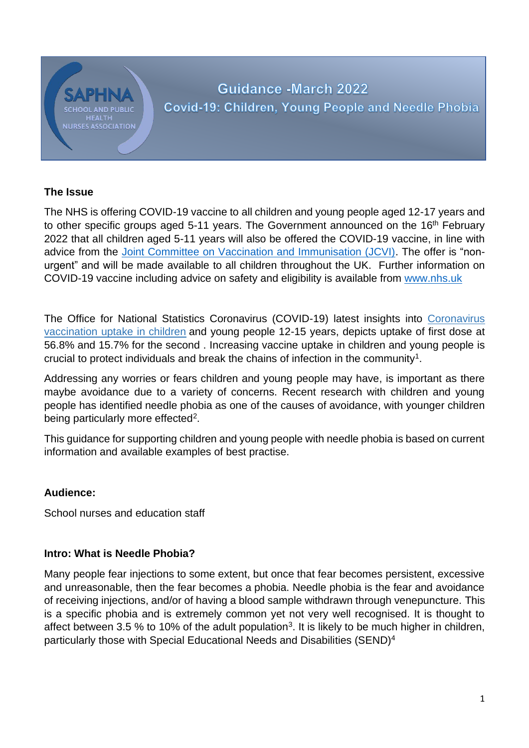SAPHNA
SCHOOL AND PUBLIC HEALTH NURSES ASSOCIATION

# Guidance -March 2022

## Covid-19: Children, Young People and Needle Phobia

### The Issue

The NHS is offering COVID-19 vaccine to all children and young people aged 12-17 years and to other specific groups aged 5-11 years. The Government announced on the 16th February 2022 that all children aged 5-11 years will also be offered the COVID-19 vaccine, in line with advice from the Joint Committee on Vaccination and Immunisation (JCVI). The offer is "non-urgent" and will be made available to all children throughout the UK. Further information on COVID-19 vaccine including advice on safety and eligibility is available from www.nhs.uk

The Office for National Statistics Coronavirus (COVID-19) latest insights into Coronavirus vaccination uptake in children and young people 12-15 years, depicts uptake of first dose at 56.8% and 15.7% for the second . Increasing vaccine uptake in children and young people is crucial to protect individuals and break the chains of infection in the community[1].

Addressing any worries or fears children and young people may have, is important as there maybe avoidance due to a variety of concerns. Recent research with children and young people has identified needle phobia as one of the causes of avoidance, with younger children being particularly more effected[2].

This guidance for supporting children and young people with needle phobia is based on current information and available examples of best practise.

### Audience:

School nurses and education staff

### Intro: What is Needle Phobia?

Many people fear injections to some extent, but once that fear becomes persistent, excessive and unreasonable, then the fear becomes a phobia. Needle phobia is the fear and avoidance of receiving injections, and/or of having a blood sample withdrawn through venepuncture. This is a specific phobia and is extremely common yet not very well recognised. It is thought to affect between 3.5 % to 10% of the adult population[3]. It is likely to be much higher in children, particularly those with Special Educational Needs and Disabilities (SEND)[4]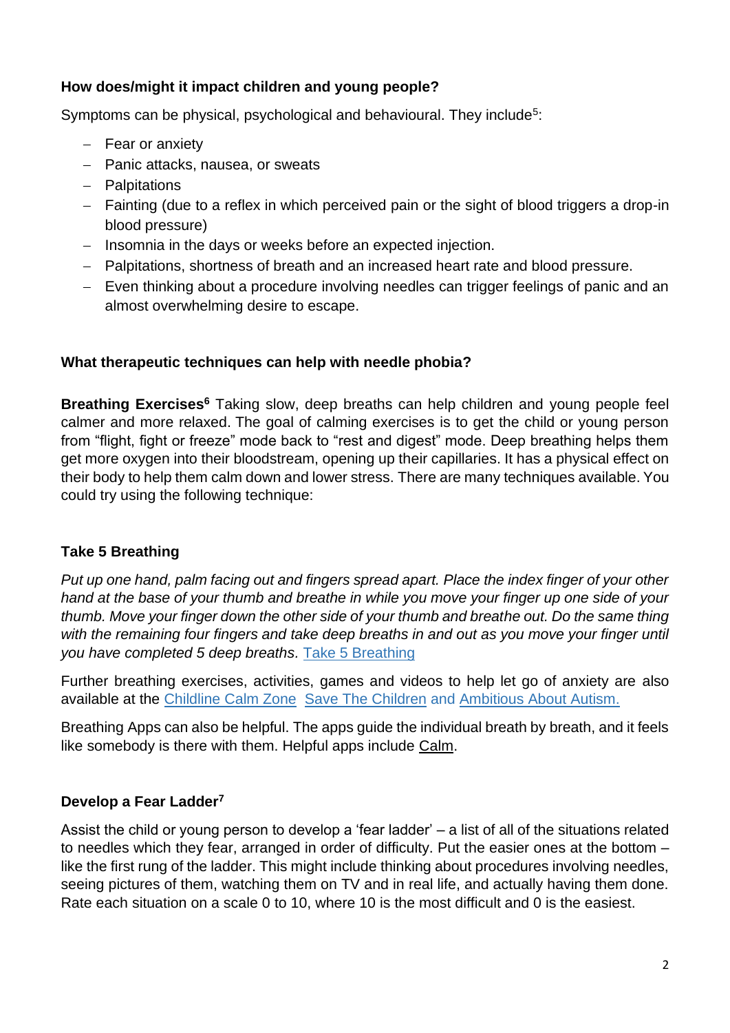### How does/might it impact children and young people?

Symptoms can be physical, psychological and behavioural. They include[5]:

- Fear or anxiety
- Panic attacks, nausea, or sweats
- Palpitations
- Fainting (due to a reflex in which perceived pain or the sight of blood triggers a drop-in blood pressure)
- Insomnia in the days or weeks before an expected injection.
- Palpitations, shortness of breath and an increased heart rate and blood pressure.
- Even thinking about a procedure involving needles can trigger feelings of panic and an almost overwhelming desire to escape.

### What therapeutic techniques can help with needle phobia?

**Breathing Exercises[6]** Taking slow, deep breaths can help children and young people feel calmer and more relaxed. The goal of calming exercises is to get the child or young person from "flight, fight or freeze" mode back to "rest and digest" mode. Deep breathing helps them get more oxygen into their bloodstream, opening up their capillaries. It has a physical effect on their body to help them calm down and lower stress. There are many techniques available. You could try using the following technique:

### Take 5 Breathing

*Put up one hand, palm facing out and fingers spread apart. Place the index finger of your other hand at the base of your thumb and breathe in while you move your finger up one side of your thumb. Move your finger down the other side of your thumb and breathe out. Do the same thing with the remaining four fingers and take deep breaths in and out as you move your finger until you have completed 5 deep breaths.* Take 5 Breathing

Further breathing exercises, activities, games and videos to help let go of anxiety are also available at the Childline Calm Zone Save The Children and Ambitious About Autism.

Breathing Apps can also be helpful. The apps guide the individual breath by breath, and it feels like somebody is there with them. Helpful apps include Calm.

### Develop a Fear Ladder[7]

Assist the child or young person to develop a 'fear ladder' – a list of all of the situations related to needles which they fear, arranged in order of difficulty. Put the easier ones at the bottom – like the first rung of the ladder. This might include thinking about procedures involving needles, seeing pictures of them, watching them on TV and in real life, and actually having them done. Rate each situation on a scale 0 to 10, where 10 is the most difficult and 0 is the easiest.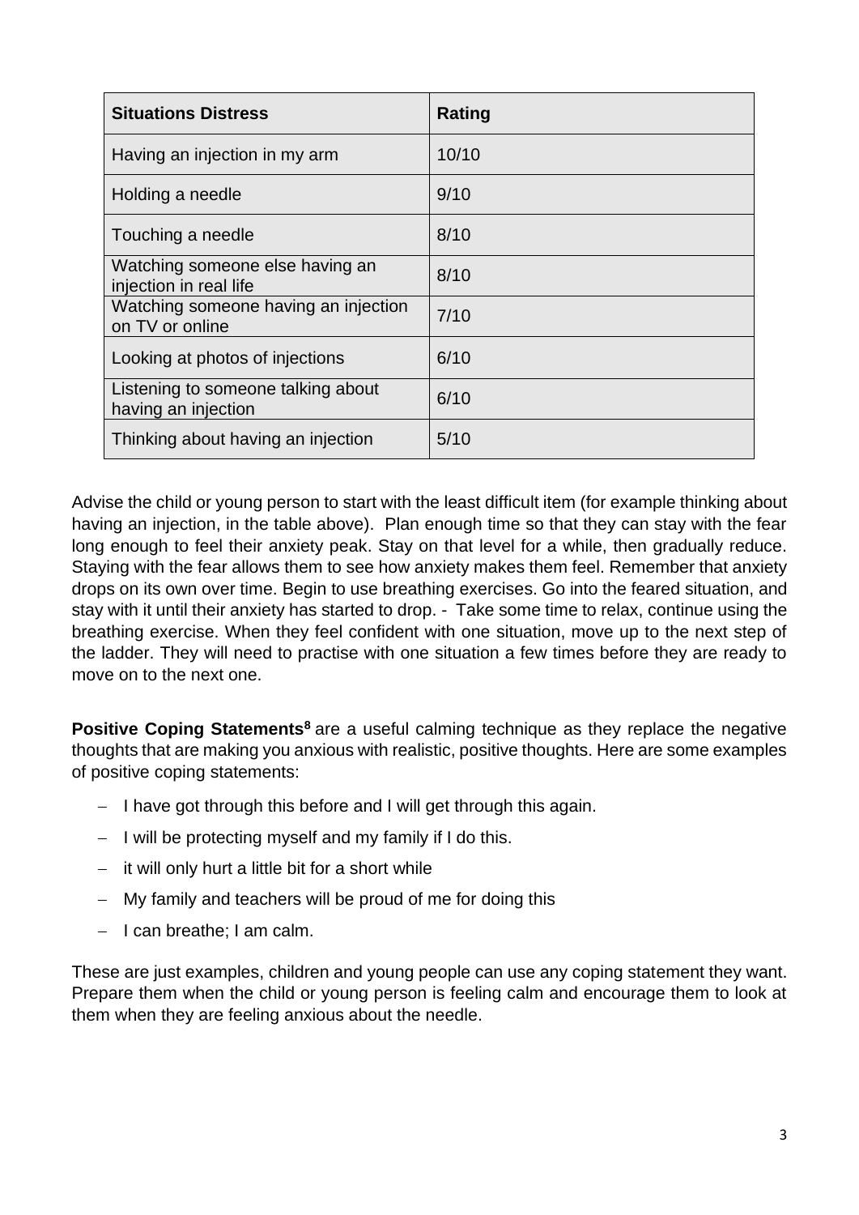| Situations Distress | Rating |
|---|---|
| Having an injection in my arm | 10/10 |
| Holding a needle | 9/10 |
| Touching a needle | 8/10 |
| Watching someone else having an injection in real life | 8/10 |
| Watching someone having an injection on TV or online | 7/10 |
| Looking at photos of injections | 6/10 |
| Listening to someone talking about having an injection | 6/10 |
| Thinking about having an injection | 5/10 |

Advise the child or young person to start with the least difficult item (for example thinking about having an injection, in the table above). Plan enough time so that they can stay with the fear long enough to feel their anxiety peak. Stay on that level for a while, then gradually reduce. Staying with the fear allows them to see how anxiety makes them feel. Remember that anxiety drops on its own over time. Begin to use breathing exercises. Go into the feared situation, and stay with it until their anxiety has started to drop. - Take some time to relax, continue using the breathing exercise. When they feel confident with one situation, move up to the next step of the ladder. They will need to practise with one situation a few times before they are ready to move on to the next one.

**Positive Coping Statements**[8] are a useful calming technique as they replace the negative thoughts that are making you anxious with realistic, positive thoughts. Here are some examples of positive coping statements:

- I have got through this before and I will get through this again.
- I will be protecting myself and my family if I do this.
- it will only hurt a little bit for a short while
- My family and teachers will be proud of me for doing this
- I can breathe; I am calm.

These are just examples, children and young people can use any coping statement they want. Prepare them when the child or young person is feeling calm and encourage them to look at them when they are feeling anxious about the needle.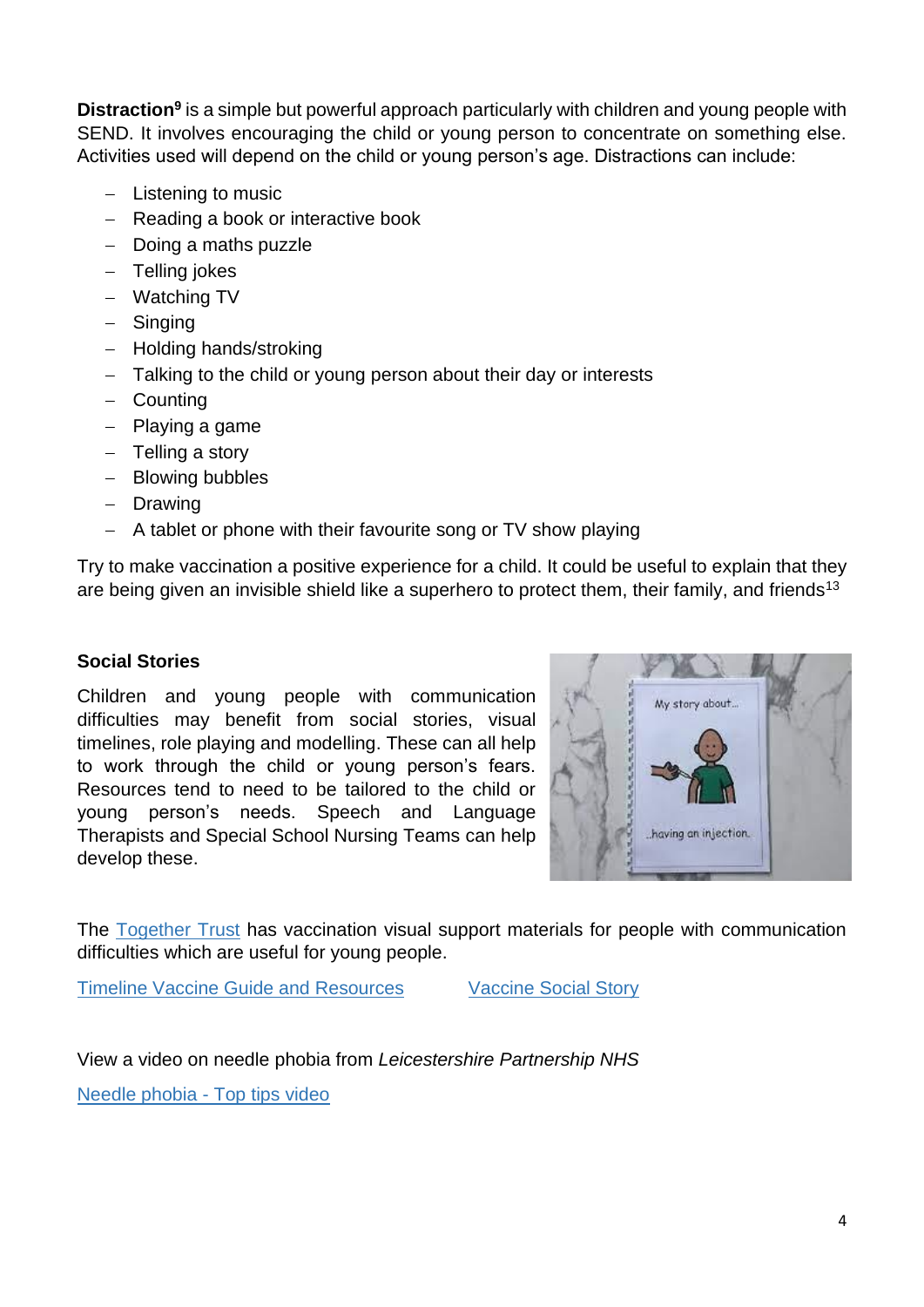**Distraction**[9] is a simple but powerful approach particularly with children and young people with SEND. It involves encouraging the child or young person to concentrate on something else. Activities used will depend on the child or young person's age. Distractions can include:

- Listening to music
- Reading a book or interactive book
- Doing a maths puzzle
- Telling jokes
- Watching TV
- Singing
- Holding hands/stroking
- Talking to the child or young person about their day or interests
- Counting
- Playing a game
- Telling a story
- Blowing bubbles
- Drawing
- A tablet or phone with their favourite song or TV show playing

Try to make vaccination a positive experience for a child. It could be useful to explain that they are being given an invisible shield like a superhero to protect them, their family, and friends[13]

**Social Stories**

Children and young people with communication difficulties may benefit from social stories, visual timelines, role playing and modelling. These can all help to work through the child or young person's fears. Resources tend to need to be tailored to the child or young person's needs. Speech and Language Therapists and Special School Nursing Teams can help develop these.

The Together Trust has vaccination visual support materials for people with communication difficulties which are useful for young people.

Timeline Vaccine Guide and Resources          Vaccine Social Story

View a video on needle phobia from *Leicestershire Partnership NHS*

Needle phobia - Top tips video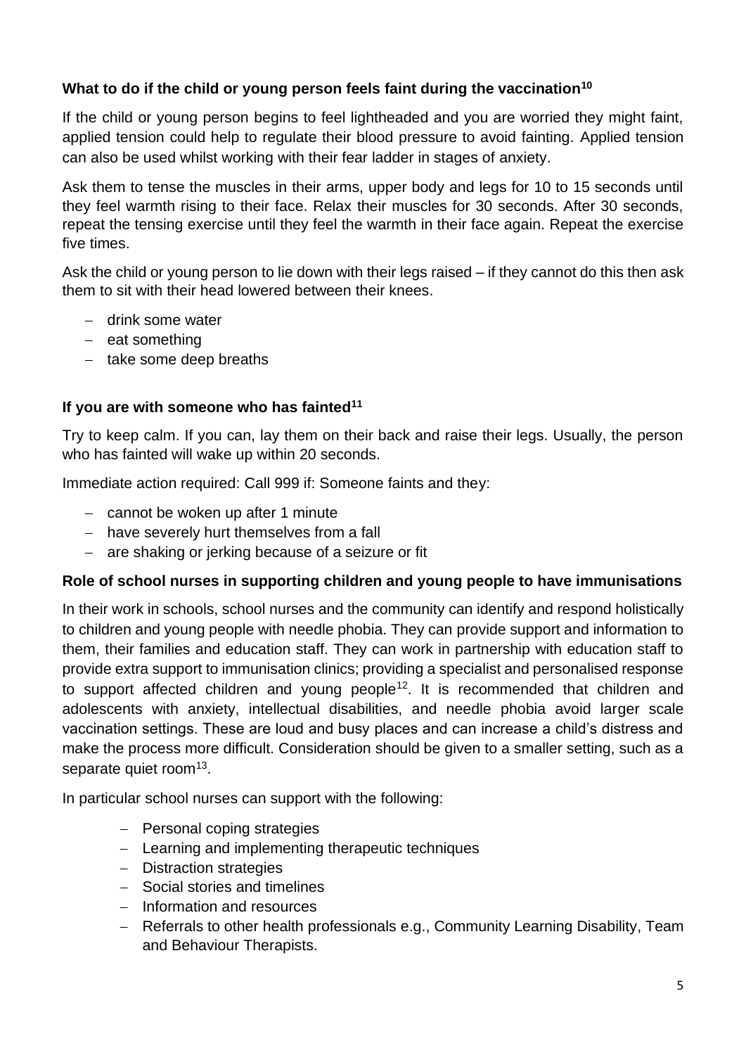### What to do if the child or young person feels faint during the vaccination[10]

If the child or young person begins to feel lightheaded and you are worried they might faint, applied tension could help to regulate their blood pressure to avoid fainting. Applied tension can also be used whilst working with their fear ladder in stages of anxiety.

Ask them to tense the muscles in their arms, upper body and legs for 10 to 15 seconds until they feel warmth rising to their face. Relax their muscles for 30 seconds. After 30 seconds, repeat the tensing exercise until they feel the warmth in their face again. Repeat the exercise five times.

Ask the child or young person to lie down with their legs raised – if they cannot do this then ask them to sit with their head lowered between their knees.

- drink some water
- eat something
- take some deep breaths

### If you are with someone who has fainted[11]

Try to keep calm. If you can, lay them on their back and raise their legs. Usually, the person who has fainted will wake up within 20 seconds.

Immediate action required: Call 999 if: Someone faints and they:

- cannot be woken up after 1 minute
- have severely hurt themselves from a fall
- are shaking or jerking because of a seizure or fit

### Role of school nurses in supporting children and young people to have immunisations

In their work in schools, school nurses and the community can identify and respond holistically to children and young people with needle phobia. They can provide support and information to them, their families and education staff. They can work in partnership with education staff to provide extra support to immunisation clinics; providing a specialist and personalised response to support affected children and young people[12]. It is recommended that children and adolescents with anxiety, intellectual disabilities, and needle phobia avoid larger scale vaccination settings. These are loud and busy places and can increase a child's distress and make the process more difficult. Consideration should be given to a smaller setting, such as a separate quiet room[13].

In particular school nurses can support with the following:

- Personal coping strategies
- Learning and implementing therapeutic techniques
- Distraction strategies
- Social stories and timelines
- Information and resources
- Referrals to other health professionals e.g., Community Learning Disability, Team and Behaviour Therapists.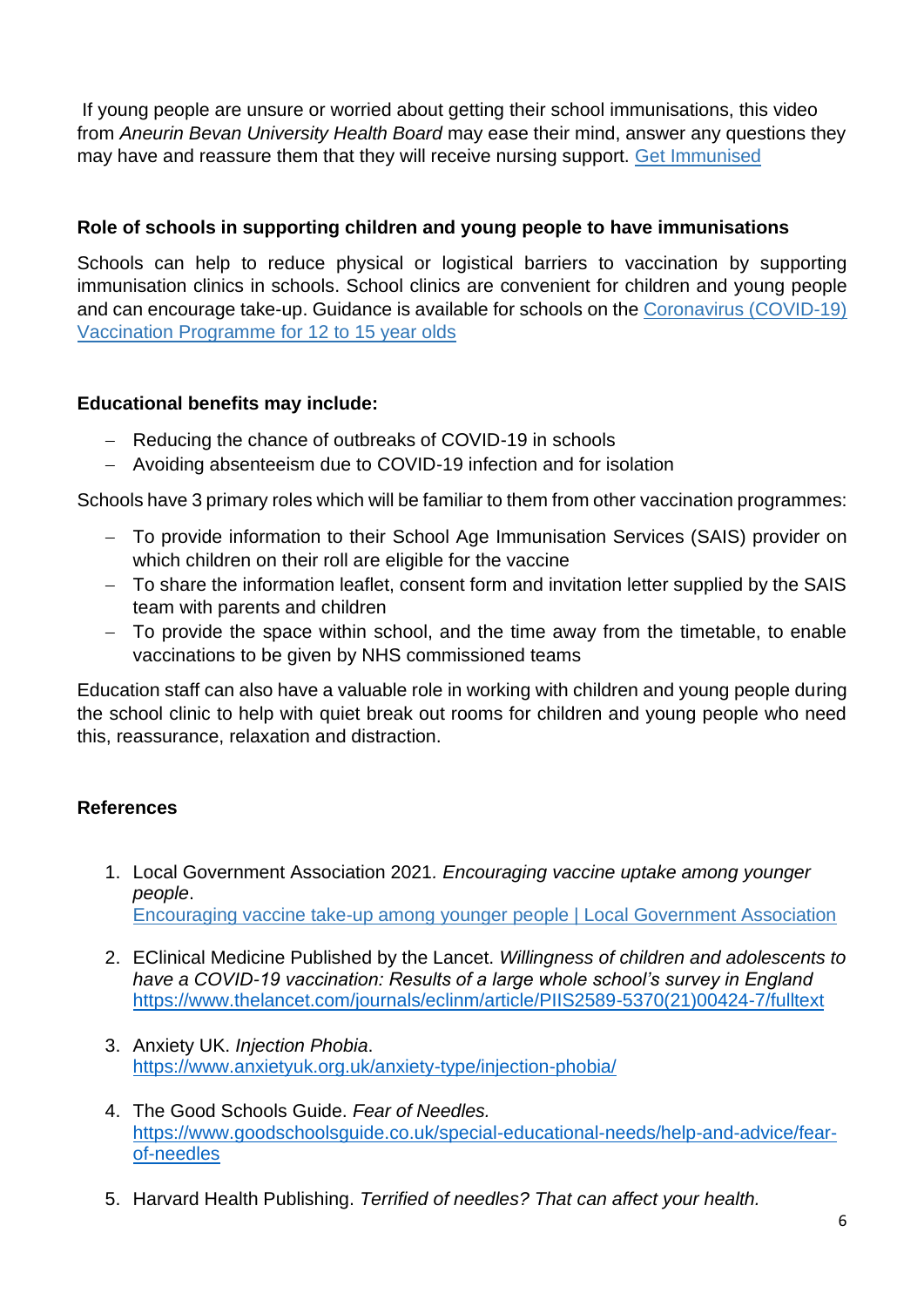If young people are unsure or worried about getting their school immunisations, this video from *Aneurin Bevan University Health Board* may ease their mind, answer any questions they may have and reassure them that they will receive nursing support. [Get Immunised]

**Role of schools in supporting children and young people to have immunisations**

Schools can help to reduce physical or logistical barriers to vaccination by supporting immunisation clinics in schools. School clinics are convenient for children and young people and can encourage take-up. Guidance is available for schools on the [Coronavirus (COVID-19) Vaccination Programme for 12 to 15 year olds]

**Educational benefits may include:**

- Reducing the chance of outbreaks of COVID-19 in schools
- Avoiding absenteeism due to COVID-19 infection and for isolation

Schools have 3 primary roles which will be familiar to them from other vaccination programmes:

- To provide information to their School Age Immunisation Services (SAIS) provider on which children on their roll are eligible for the vaccine
- To share the information leaflet, consent form and invitation letter supplied by the SAIS team with parents and children
- To provide the space within school, and the time away from the timetable, to enable vaccinations to be given by NHS commissioned teams

Education staff can also have a valuable role in working with children and young people during the school clinic to help with quiet break out rooms for children and young people who need this, reassurance, relaxation and distraction.

**References**

1. Local Government Association 2021. *Encouraging vaccine uptake among younger people*.
   Encouraging vaccine take-up among younger people | Local Government Association

2. EClinical Medicine Published by the Lancet. *Willingness of children and adolescents to have a COVID-19 vaccination: Results of a large whole school's survey in England*
   https://www.thelancet.com/journals/eclinm/article/PIIS2589-5370(21)00424-7/fulltext

3. Anxiety UK. *Injection Phobia*.
   https://www.anxietyuk.org.uk/anxiety-type/injection-phobia/

4. The Good Schools Guide. *Fear of Needles.*
   https://www.goodschoolsguide.co.uk/special-educational-needs/help-and-advice/fear-of-needles

5. Harvard Health Publishing. *Terrified of needles? That can affect your health.*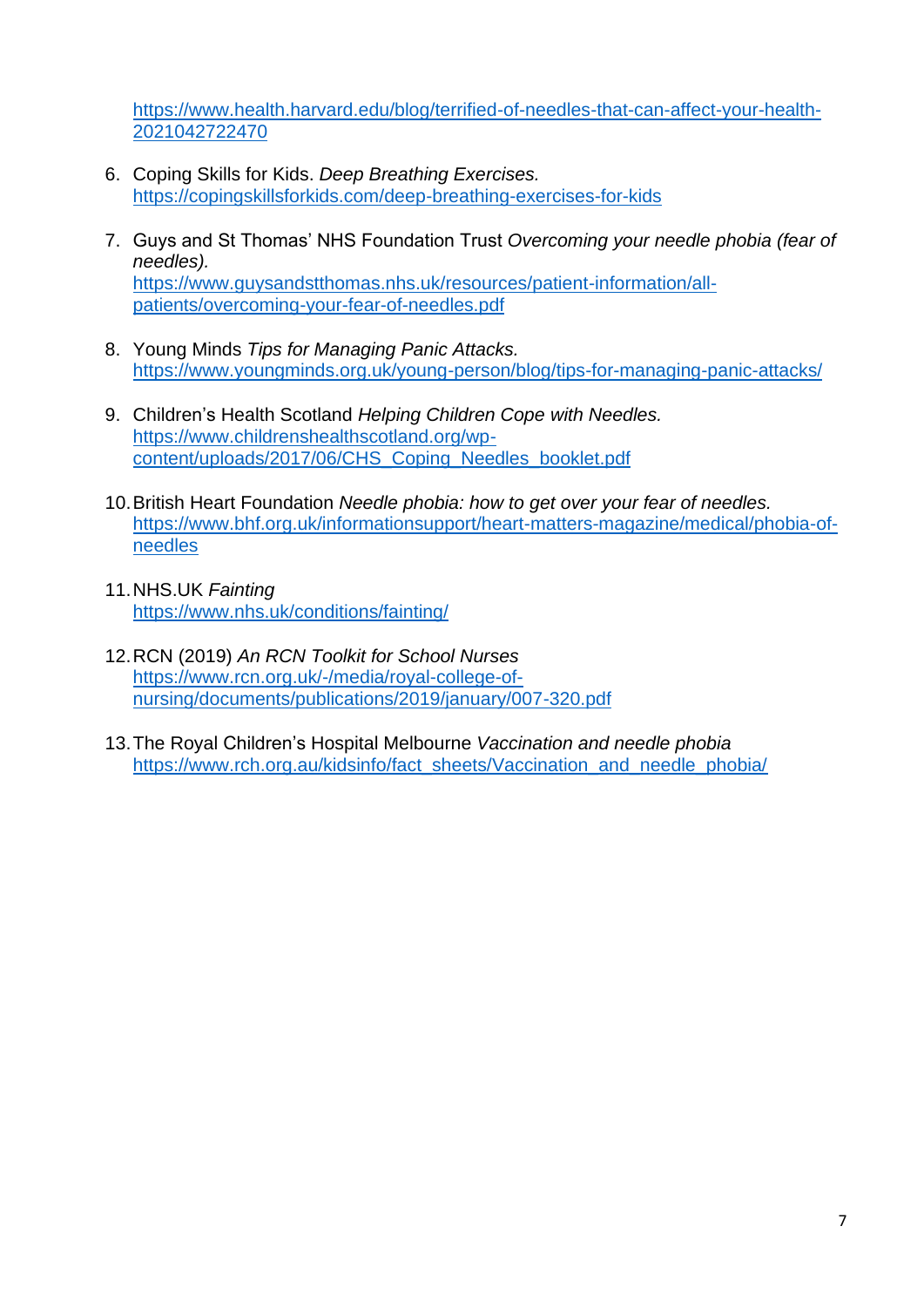https://www.health.harvard.edu/blog/terrified-of-needles-that-can-affect-your-health-2021042722470

6. Coping Skills for Kids. *Deep Breathing Exercises.* https://copingskillsforkids.com/deep-breathing-exercises-for-kids

7. Guys and St Thomas' NHS Foundation Trust *Overcoming your needle phobia (fear of needles).* https://www.guysandstthomas.nhs.uk/resources/patient-information/all-patients/overcoming-your-fear-of-needles.pdf

8. Young Minds *Tips for Managing Panic Attacks.* https://www.youngminds.org.uk/young-person/blog/tips-for-managing-panic-attacks/

9. Children's Health Scotland *Helping Children Cope with Needles.* https://www.childrenshealthscotland.org/wp-content/uploads/2017/06/CHS_Coping_Needles_booklet.pdf

10. British Heart Foundation *Needle phobia: how to get over your fear of needles.* https://www.bhf.org.uk/informationsupport/heart-matters-magazine/medical/phobia-of-needles

11. NHS.UK *Fainting* https://www.nhs.uk/conditions/fainting/

12. RCN (2019) *An RCN Toolkit for School Nurses* https://www.rcn.org.uk/-/media/royal-college-of-nursing/documents/publications/2019/january/007-320.pdf

13. The Royal Children's Hospital Melbourne *Vaccination and needle phobia* https://www.rch.org.au/kidsinfo/fact_sheets/Vaccination_and_needle_phobia/